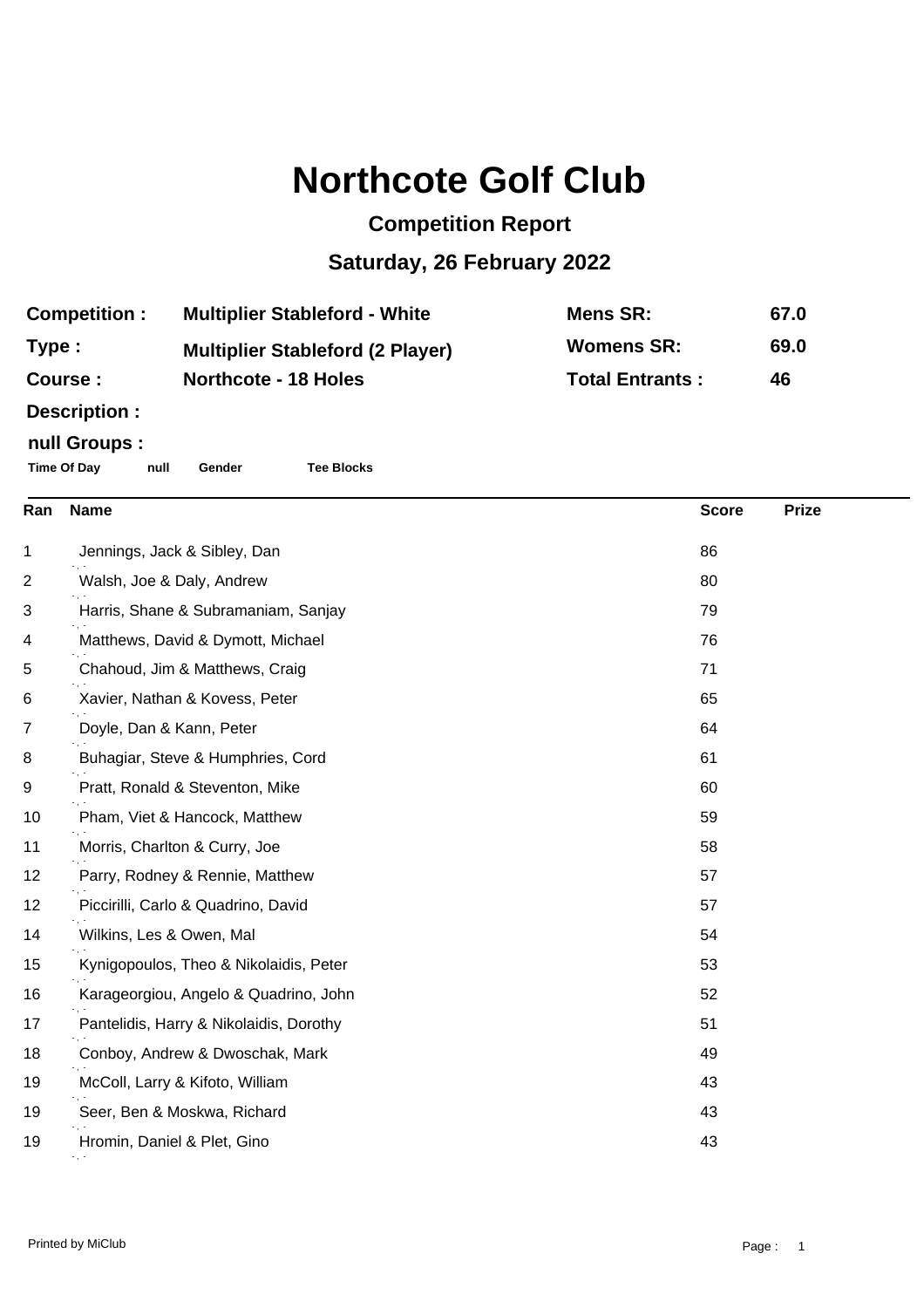# Northcote Golf Club

## Competition Report

## Saturday, 26 February 2022

| | | | |
|---|---|---|---|
| **Competition :** | **Multiplier Stableford - White** | **Mens SR:** | **67.0** |
| **Type :** | **Multiplier Stableford (2 Player)** | **Womens SR:** | **69.0** |
| **Course :** | **Northcote - 18 Holes** | **Total Entrants :** | **46** |

**Description :**

**null Groups :**

**Time Of Day** **null** **Gender** **Tee Blocks**

| Ran | Name | Score | Prize |
|---|---|---|---|
| 1 | Jennings, Jack & Sibley, Dan | 86 | |
| 2 | Walsh, Joe & Daly, Andrew | 80 | |
| 3 | Harris, Shane & Subramaniam, Sanjay | 79 | |
| 4 | Matthews, David & Dymott, Michael | 76 | |
| 5 | Chahoud, Jim & Matthews, Craig | 71 | |
| 6 | Xavier, Nathan & Kovess, Peter | 65 | |
| 7 | Doyle, Dan & Kann, Peter | 64 | |
| 8 | Buhagiar, Steve & Humphries, Cord | 61 | |
| 9 | Pratt, Ronald & Steventon, Mike | 60 | |
| 10 | Pham, Viet & Hancock, Matthew | 59 | |
| 11 | Morris, Charlton & Curry, Joe | 58 | |
| 12 | Parry, Rodney & Rennie, Matthew | 57 | |
| 12 | Piccirilli, Carlo & Quadrino, David | 57 | |
| 14 | Wilkins, Les & Owen, Mal | 54 | |
| 15 | Kynigopoulos, Theo & Nikolaidis, Peter | 53 | |
| 16 | Karageorgiou, Angelo & Quadrino, John | 52 | |
| 17 | Pantelidis, Harry & Nikolaidis, Dorothy | 51 | |
| 18 | Conboy, Andrew & Dwoschak, Mark | 49 | |
| 19 | McColl, Larry & Kifoto, William | 43 | |
| 19 | Seer, Ben & Moskwa, Richard | 43 | |
| 19 | Hromin, Daniel & Plet, Gino | 43 | |

Printed by MiClub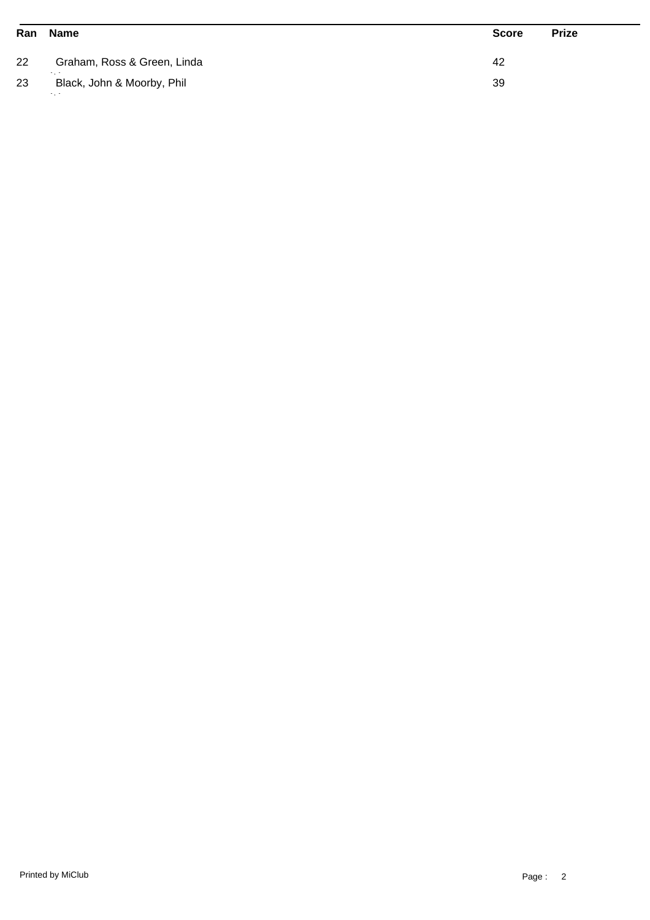| Ran | Name | Score | Prize |
|---|---|---|---|
| 22 | Graham, Ross & Green, Linda | 42 | |
| 23 | Black, John & Moorby, Phil | 39 | |

Printed by MiClub